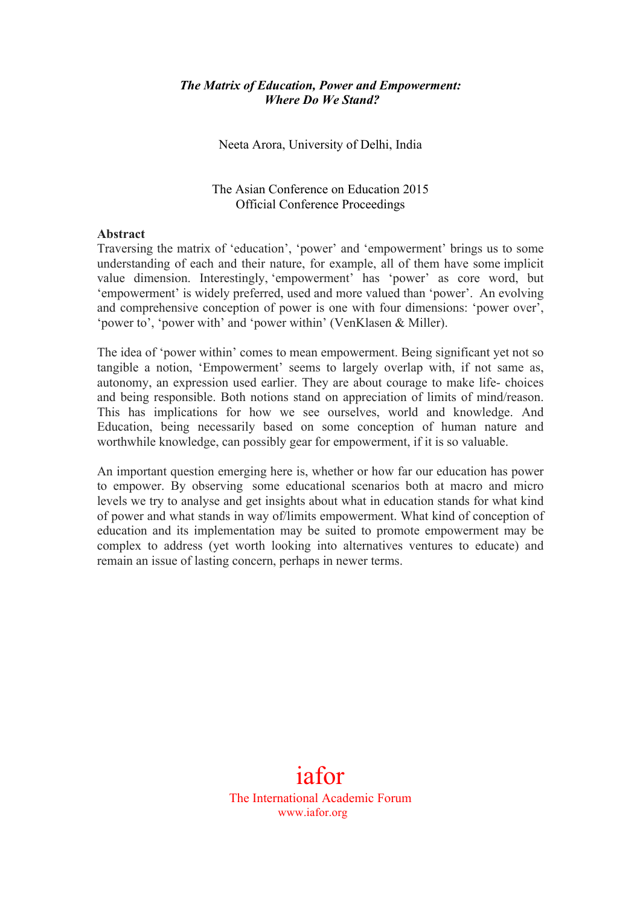***The Matrix of Education, Power and Empowerment: Where Do We Stand?***

Neeta Arora, University of Delhi, India

The Asian Conference on Education 2015
Official Conference Proceedings

**Abstract**

Traversing the matrix of 'education', 'power' and 'empowerment' brings us to some understanding of each and their nature, for example, all of them have some implicit value dimension. Interestingly, 'empowerment' has 'power' as core word, but 'empowerment' is widely preferred, used and more valued than 'power'. An evolving and comprehensive conception of power is one with four dimensions: 'power over', 'power to', 'power with' and 'power within' (VenKlasen & Miller).

The idea of 'power within' comes to mean empowerment. Being significant yet not so tangible a notion, 'Empowerment' seems to largely overlap with, if not same as, autonomy, an expression used earlier. They are about courage to make life- choices and being responsible. Both notions stand on appreciation of limits of mind/reason. This has implications for how we see ourselves, world and knowledge. And Education, being necessarily based on some conception of human nature and worthwhile knowledge, can possibly gear for empowerment, if it is so valuable.

An important question emerging here is, whether or how far our education has power to empower. By observing some educational scenarios both at macro and micro levels we try to analyse and get insights about what in education stands for what kind of power and what stands in way of/limits empowerment. What kind of conception of education and its implementation may be suited to promote empowerment may be complex to address (yet worth looking into alternatives ventures to educate) and remain an issue of lasting concern, perhaps in newer terms.

iafor
The International Academic Forum
www.iafor.org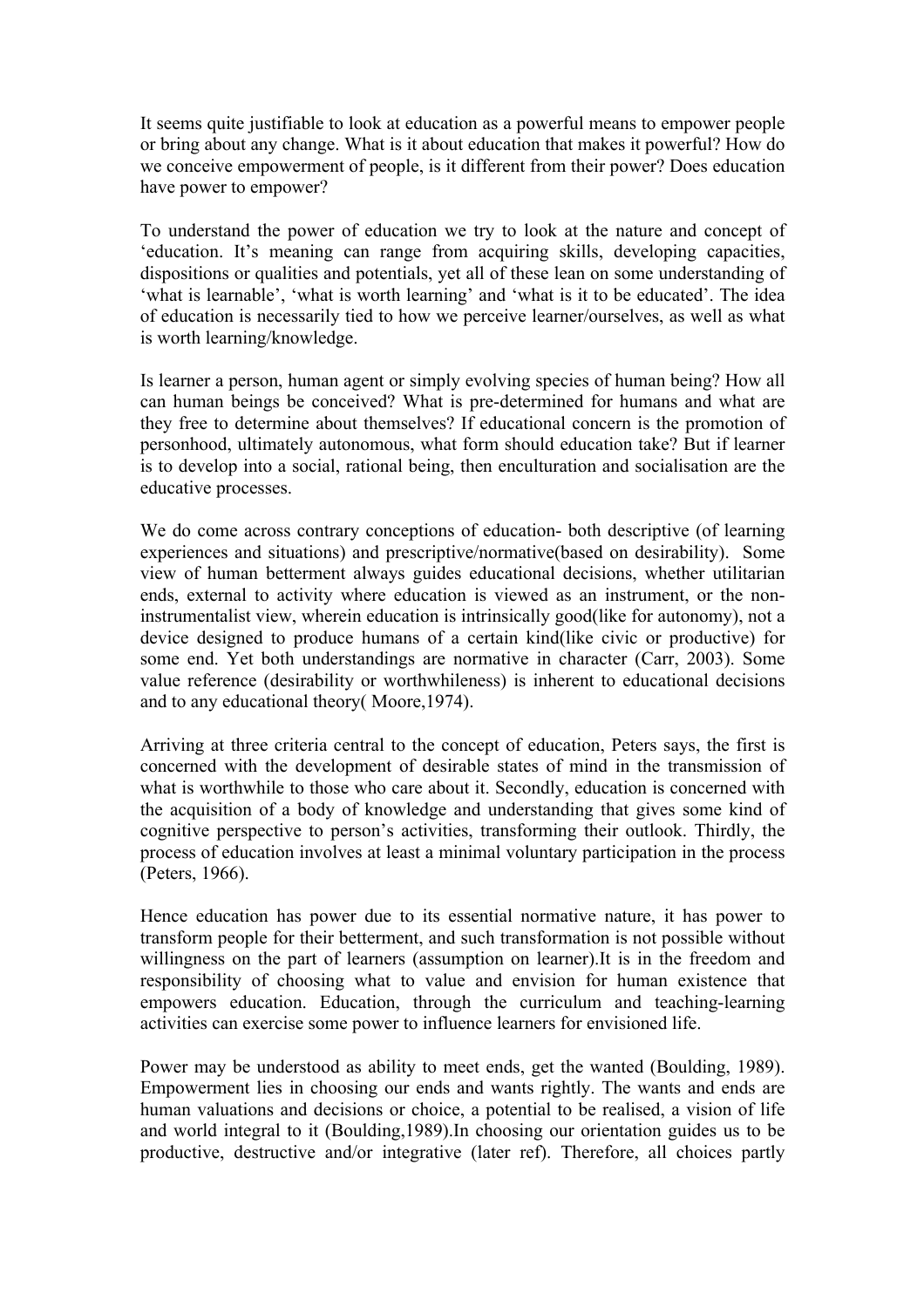It seems quite justifiable to look at education as a powerful means to empower people or bring about any change. What is it about education that makes it powerful? How do we conceive empowerment of people, is it different from their power? Does education have power to empower?

To understand the power of education we try to look at the nature and concept of 'education. It's meaning can range from acquiring skills, developing capacities, dispositions or qualities and potentials, yet all of these lean on some understanding of 'what is learnable', 'what is worth learning' and 'what is it to be educated'. The idea of education is necessarily tied to how we perceive learner/ourselves, as well as what is worth learning/knowledge.

Is learner a person, human agent or simply evolving species of human being? How all can human beings be conceived? What is pre-determined for humans and what are they free to determine about themselves? If educational concern is the promotion of personhood, ultimately autonomous, what form should education take? But if learner is to develop into a social, rational being, then enculturation and socialisation are the educative processes.

We do come across contrary conceptions of education- both descriptive (of learning experiences and situations) and prescriptive/normative(based on desirability). Some view of human betterment always guides educational decisions, whether utilitarian ends, external to activity where education is viewed as an instrument, or the non-instrumentalist view, wherein education is intrinsically good(like for autonomy), not a device designed to produce humans of a certain kind(like civic or productive) for some end. Yet both understandings are normative in character (Carr, 2003). Some value reference (desirability or worthwhileness) is inherent to educational decisions and to any educational theory( Moore,1974).

Arriving at three criteria central to the concept of education, Peters says, the first is concerned with the development of desirable states of mind in the transmission of what is worthwhile to those who care about it. Secondly, education is concerned with the acquisition of a body of knowledge and understanding that gives some kind of cognitive perspective to person's activities, transforming their outlook. Thirdly, the process of education involves at least a minimal voluntary participation in the process (Peters, 1966).

Hence education has power due to its essential normative nature, it has power to transform people for their betterment, and such transformation is not possible without willingness on the part of learners (assumption on learner).It is in the freedom and responsibility of choosing what to value and envision for human existence that empowers education. Education, through the curriculum and teaching-learning activities can exercise some power to influence learners for envisioned life.

Power may be understood as ability to meet ends, get the wanted (Boulding, 1989). Empowerment lies in choosing our ends and wants rightly. The wants and ends are human valuations and decisions or choice, a potential to be realised, a vision of life and world integral to it (Boulding,1989).In choosing our orientation guides us to be productive, destructive and/or integrative (later ref). Therefore, all choices partly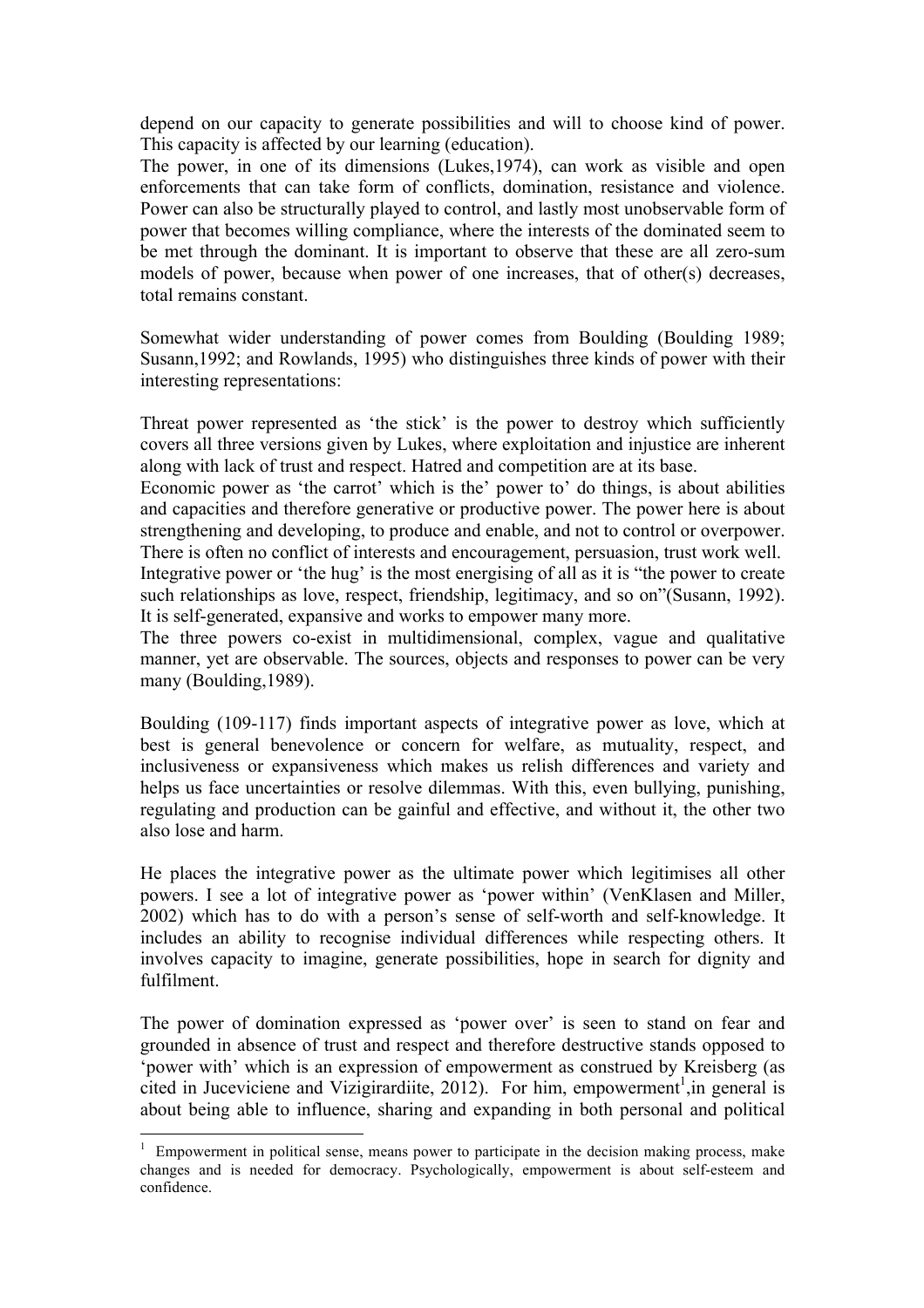depend on our capacity to generate possibilities and will to choose kind of power. This capacity is affected by our learning (education).
The power, in one of its dimensions (Lukes,1974), can work as visible and open enforcements that can take form of conflicts, domination, resistance and violence. Power can also be structurally played to control, and lastly most unobservable form of power that becomes willing compliance, where the interests of the dominated seem to be met through the dominant. It is important to observe that these are all zero-sum models of power, because when power of one increases, that of other(s) decreases, total remains constant.

Somewhat wider understanding of power comes from Boulding (Boulding 1989; Susann,1992; and Rowlands, 1995) who distinguishes three kinds of power with their interesting representations:

Threat power represented as 'the stick' is the power to destroy which sufficiently covers all three versions given by Lukes, where exploitation and injustice are inherent along with lack of trust and respect. Hatred and competition are at its base.
Economic power as 'the carrot' which is the' power to' do things, is about abilities and capacities and therefore generative or productive power. The power here is about strengthening and developing, to produce and enable, and not to control or overpower. There is often no conflict of interests and encouragement, persuasion, trust work well.
Integrative power or 'the hug' is the most energising of all as it is "the power to create such relationships as love, respect, friendship, legitimacy, and so on"(Susann, 1992). It is self-generated, expansive and works to empower many more.
The three powers co-exist in multidimensional, complex, vague and qualitative manner, yet are observable. The sources, objects and responses to power can be very many (Boulding,1989).

Boulding (109-117) finds important aspects of integrative power as love, which at best is general benevolence or concern for welfare, as mutuality, respect, and inclusiveness or expansiveness which makes us relish differences and variety and helps us face uncertainties or resolve dilemmas. With this, even bullying, punishing, regulating and production can be gainful and effective, and without it, the other two also lose and harm.

He places the integrative power as the ultimate power which legitimises all other powers. I see a lot of integrative power as 'power within' (VenKlasen and Miller, 2002) which has to do with a person's sense of self-worth and self-knowledge. It includes an ability to recognise individual differences while respecting others. It involves capacity to imagine, generate possibilities, hope in search for dignity and fulfilment.

The power of domination expressed as 'power over' is seen to stand on fear and grounded in absence of trust and respect and therefore destructive stands opposed to 'power with' which is an expression of empowerment as construed by Kreisberg (as cited in Juceviciene and Vizigirardiite, 2012). For him, empowerment[1],in general is about being able to influence, sharing and expanding in both personal and political

---

[1] Empowerment in political sense, means power to participate in the decision making process, make changes and is needed for democracy. Psychologically, empowerment is about self-esteem and confidence.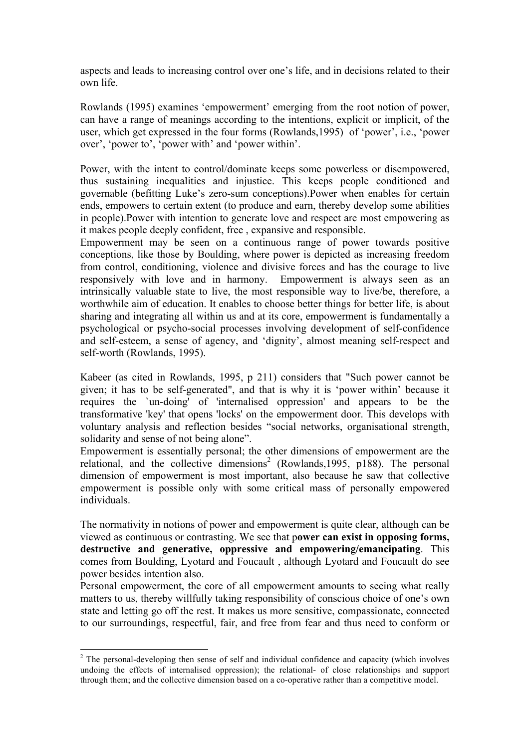aspects and leads to increasing control over one's life, and in decisions related to their own life.

Rowlands (1995) examines 'empowerment' emerging from the root notion of power, can have a range of meanings according to the intentions, explicit or implicit, of the user, which get expressed in the four forms (Rowlands,1995) of 'power', i.e., 'power over', 'power to', 'power with' and 'power within'.

Power, with the intent to control/dominate keeps some powerless or disempowered, thus sustaining inequalities and injustice. This keeps people conditioned and governable (befitting Luke's zero-sum conceptions).Power when enables for certain ends, empowers to certain extent (to produce and earn, thereby develop some abilities in people).Power with intention to generate love and respect are most empowering as it makes people deeply confident, free , expansive and responsible.

Empowerment may be seen on a continuous range of power towards positive conceptions, like those by Boulding, where power is depicted as increasing freedom from control, conditioning, violence and divisive forces and has the courage to live responsively with love and in harmony. Empowerment is always seen as an intrinsically valuable state to live, the most responsible way to live/be, therefore, a worthwhile aim of education. It enables to choose better things for better life, is about sharing and integrating all within us and at its core, empowerment is fundamentally a psychological or psycho-social processes involving development of self-confidence and self-esteem, a sense of agency, and 'dignity', almost meaning self-respect and self-worth (Rowlands, 1995).

Kabeer (as cited in Rowlands, 1995, p 211) considers that "Such power cannot be given; it has to be self-generated", and that is why it is 'power within' because it requires the `un-doing' of 'internalised oppression' and appears to be the transformative 'key' that opens 'locks' on the empowerment door. This develops with voluntary analysis and reflection besides "social networks, organisational strength, solidarity and sense of not being alone".

Empowerment is essentially personal; the other dimensions of empowerment are the relational, and the collective dimensions[2] (Rowlands,1995, p188). The personal dimension of empowerment is most important, also because he saw that collective empowerment is possible only with some critical mass of personally empowered individuals.

The normativity in notions of power and empowerment is quite clear, although can be viewed as continuous or contrasting. We see that p**ower can exist in opposing forms, destructive and generative, oppressive and empowering/emancipating**. This comes from Boulding, Lyotard and Foucault , although Lyotard and Foucault do see power besides intention also.

Personal empowerment, the core of all empowerment amounts to seeing what really matters to us, thereby willfully taking responsibility of conscious choice of one's own state and letting go off the rest. It makes us more sensitive, compassionate, connected to our surroundings, respectful, fair, and free from fear and thus need to conform or

---

[2] The personal-developing then sense of self and individual confidence and capacity (which involves undoing the effects of internalised oppression); the relational- of close relationships and support through them; and the collective dimension based on a co-operative rather than a competitive model.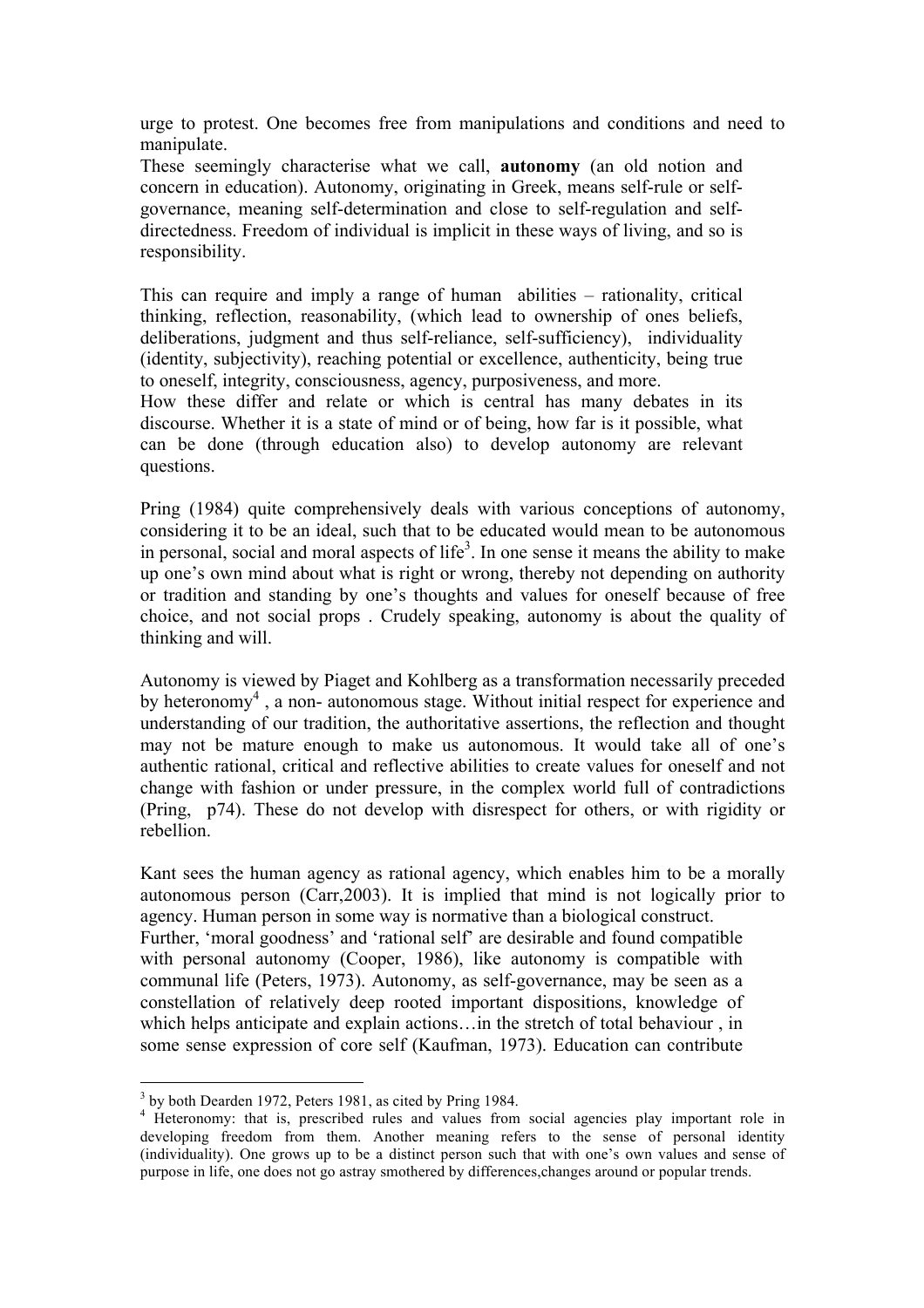urge to protest. One becomes free from manipulations and conditions and need to manipulate.

These seemingly characterise what we call, **autonomy** (an old notion and concern in education). Autonomy, originating in Greek, means self-rule or self-governance, meaning self-determination and close to self-regulation and self-directedness. Freedom of individual is implicit in these ways of living, and so is responsibility.

This can require and imply a range of human abilities – rationality, critical thinking, reflection, reasonability, (which lead to ownership of ones beliefs, deliberations, judgment and thus self-reliance, self-sufficiency), individuality (identity, subjectivity), reaching potential or excellence, authenticity, being true to oneself, integrity, consciousness, agency, purposiveness, and more.

How these differ and relate or which is central has many debates in its discourse. Whether it is a state of mind or of being, how far is it possible, what can be done (through education also) to develop autonomy are relevant questions.

Pring (1984) quite comprehensively deals with various conceptions of autonomy, considering it to be an ideal, such that to be educated would mean to be autonomous in personal, social and moral aspects of life[3]. In one sense it means the ability to make up one's own mind about what is right or wrong, thereby not depending on authority or tradition and standing by one's thoughts and values for oneself because of free choice, and not social props . Crudely speaking, autonomy is about the quality of thinking and will.

Autonomy is viewed by Piaget and Kohlberg as a transformation necessarily preceded by heteronomy[4] , a non- autonomous stage. Without initial respect for experience and understanding of our tradition, the authoritative assertions, the reflection and thought may not be mature enough to make us autonomous. It would take all of one's authentic rational, critical and reflective abilities to create values for oneself and not change with fashion or under pressure, in the complex world full of contradictions (Pring, p74). These do not develop with disrespect for others, or with rigidity or rebellion.

Kant sees the human agency as rational agency, which enables him to be a morally autonomous person (Carr,2003). It is implied that mind is not logically prior to agency. Human person in some way is normative than a biological construct.

Further, 'moral goodness' and 'rational self' are desirable and found compatible with personal autonomy (Cooper, 1986), like autonomy is compatible with communal life (Peters, 1973). Autonomy, as self-governance, may be seen as a constellation of relatively deep rooted important dispositions, knowledge of which helps anticipate and explain actions…in the stretch of total behaviour , in some sense expression of core self (Kaufman, 1973). Education can contribute

---

[3] by both Dearden 1972, Peters 1981, as cited by Pring 1984.

[4] Heteronomy: that is, prescribed rules and values from social agencies play important role in developing freedom from them. Another meaning refers to the sense of personal identity (individuality). One grows up to be a distinct person such that with one's own values and sense of purpose in life, one does not go astray smothered by differences,changes around or popular trends.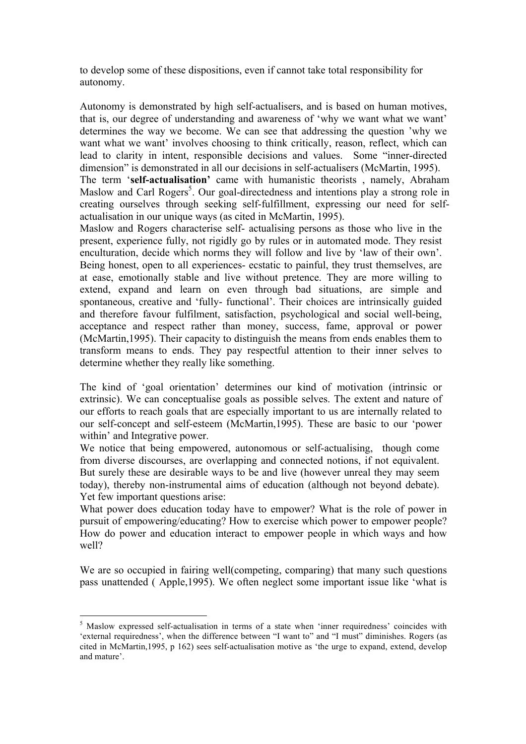to develop some of these dispositions, even if cannot take total responsibility for autonomy.

Autonomy is demonstrated by high self-actualisers, and is based on human motives, that is, our degree of understanding and awareness of 'why we want what we want' determines the way we become. We can see that addressing the question 'why we want what we want' involves choosing to think critically, reason, reflect, which can lead to clarity in intent, responsible decisions and values. Some "inner-directed dimension" is demonstrated in all our decisions in self-actualisers (McMartin, 1995).
The term '**self-actualisation'** came with humanistic theorists , namely, Abraham Maslow and Carl Rogers[5]. Our goal-directedness and intentions play a strong role in creating ourselves through seeking self-fulfillment, expressing our need for self-actualisation in our unique ways (as cited in McMartin, 1995).
Maslow and Rogers characterise self- actualising persons as those who live in the present, experience fully, not rigidly go by rules or in automated mode. They resist enculturation, decide which norms they will follow and live by 'law of their own'. Being honest, open to all experiences- ecstatic to painful, they trust themselves, are at ease, emotionally stable and live without pretence. They are more willing to extend, expand and learn on even through bad situations, are simple and spontaneous, creative and 'fully- functional'. Their choices are intrinsically guided and therefore favour fulfilment, satisfaction, psychological and social well-being, acceptance and respect rather than money, success, fame, approval or power (McMartin,1995). Their capacity to distinguish the means from ends enables them to transform means to ends. They pay respectful attention to their inner selves to determine whether they really like something.

The kind of 'goal orientation' determines our kind of motivation (intrinsic or extrinsic). We can conceptualise goals as possible selves. The extent and nature of our efforts to reach goals that are especially important to us are internally related to our self-concept and self-esteem (McMartin,1995). These are basic to our 'power within' and Integrative power.
We notice that being empowered, autonomous or self-actualising, though come from diverse discourses, are overlapping and connected notions, if not equivalent. But surely these are desirable ways to be and live (however unreal they may seem today), thereby non-instrumental aims of education (although not beyond debate). Yet few important questions arise:
What power does education today have to empower? What is the role of power in pursuit of empowering/educating? How to exercise which power to empower people? How do power and education interact to empower people in which ways and how well?

We are so occupied in fairing well(competing, comparing) that many such questions pass unattended ( Apple,1995). We often neglect some important issue like 'what is

[5] Maslow expressed self-actualisation in terms of a state when 'inner requiredness' coincides with 'external requiredness', when the difference between "I want to" and "I must" diminishes. Rogers (as cited in McMartin,1995, p 162) sees self-actualisation motive as 'the urge to expand, extend, develop and mature'.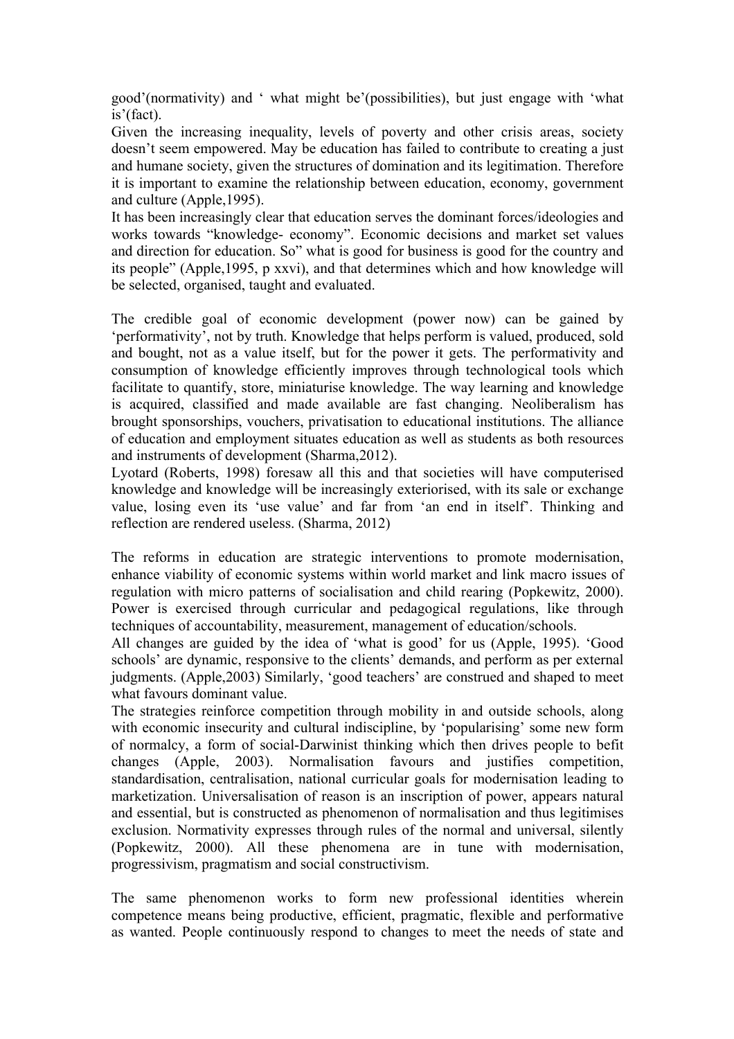good'(normativity) and ' what might be'(possibilities), but just engage with 'what is'(fact).

Given the increasing inequality, levels of poverty and other crisis areas, society doesn't seem empowered. May be education has failed to contribute to creating a just and humane society, given the structures of domination and its legitimation. Therefore it is important to examine the relationship between education, economy, government and culture (Apple,1995).

It has been increasingly clear that education serves the dominant forces/ideologies and works towards "knowledge- economy". Economic decisions and market set values and direction for education. So" what is good for business is good for the country and its people" (Apple,1995, p xxvi), and that determines which and how knowledge will be selected, organised, taught and evaluated.

The credible goal of economic development (power now) can be gained by 'performativity', not by truth. Knowledge that helps perform is valued, produced, sold and bought, not as a value itself, but for the power it gets. The performativity and consumption of knowledge efficiently improves through technological tools which facilitate to quantify, store, miniaturise knowledge. The way learning and knowledge is acquired, classified and made available are fast changing. Neoliberalism has brought sponsorships, vouchers, privatisation to educational institutions. The alliance of education and employment situates education as well as students as both resources and instruments of development (Sharma,2012).

Lyotard (Roberts, 1998) foresaw all this and that societies will have computerised knowledge and knowledge will be increasingly exteriorised, with its sale or exchange value, losing even its 'use value' and far from 'an end in itself'. Thinking and reflection are rendered useless. (Sharma, 2012)

The reforms in education are strategic interventions to promote modernisation, enhance viability of economic systems within world market and link macro issues of regulation with micro patterns of socialisation and child rearing (Popkewitz, 2000). Power is exercised through curricular and pedagogical regulations, like through techniques of accountability, measurement, management of education/schools.

All changes are guided by the idea of 'what is good' for us (Apple, 1995). 'Good schools' are dynamic, responsive to the clients' demands, and perform as per external judgments. (Apple,2003) Similarly, 'good teachers' are construed and shaped to meet what favours dominant value.

The strategies reinforce competition through mobility in and outside schools, along with economic insecurity and cultural indiscipline, by 'popularising' some new form of normalcy, a form of social-Darwinist thinking which then drives people to befit changes (Apple, 2003). Normalisation favours and justifies competition, standardisation, centralisation, national curricular goals for modernisation leading to marketization. Universalisation of reason is an inscription of power, appears natural and essential, but is constructed as phenomenon of normalisation and thus legitimises exclusion. Normativity expresses through rules of the normal and universal, silently (Popkewitz, 2000). All these phenomena are in tune with modernisation, progressivism, pragmatism and social constructivism.

The same phenomenon works to form new professional identities wherein competence means being productive, efficient, pragmatic, flexible and performative as wanted. People continuously respond to changes to meet the needs of state and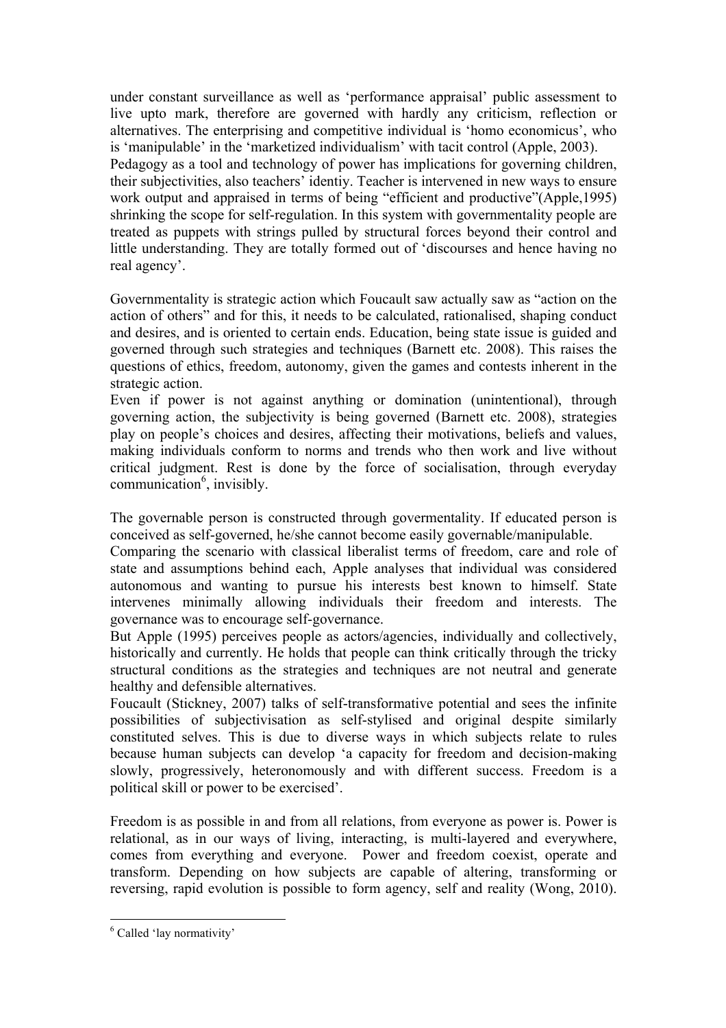under constant surveillance as well as 'performance appraisal' public assessment to live upto mark, therefore are governed with hardly any criticism, reflection or alternatives. The enterprising and competitive individual is 'homo economicus', who is 'manipulable' in the 'marketized individualism' with tacit control (Apple, 2003).
Pedagogy as a tool and technology of power has implications for governing children, their subjectivities, also teachers' identiy. Teacher is intervened in new ways to ensure work output and appraised in terms of being "efficient and productive"(Apple,1995) shrinking the scope for self-regulation. In this system with governmentality people are treated as puppets with strings pulled by structural forces beyond their control and little understanding. They are totally formed out of 'discourses and hence having no real agency'.

Governmentality is strategic action which Foucault saw actually saw as "action on the action of others" and for this, it needs to be calculated, rationalised, shaping conduct and desires, and is oriented to certain ends. Education, being state issue is guided and governed through such strategies and techniques (Barnett etc. 2008). This raises the questions of ethics, freedom, autonomy, given the games and contests inherent in the strategic action.
Even if power is not against anything or domination (unintentional), through governing action, the subjectivity is being governed (Barnett etc. 2008), strategies play on people's choices and desires, affecting their motivations, beliefs and values, making individuals conform to norms and trends who then work and live without critical judgment. Rest is done by the force of socialisation, through everyday communication[6], invisibly.

The governable person is constructed through govermentality. If educated person is conceived as self-governed, he/she cannot become easily governable/manipulable.
Comparing the scenario with classical liberalist terms of freedom, care and role of state and assumptions behind each, Apple analyses that individual was considered autonomous and wanting to pursue his interests best known to himself. State intervenes minimally allowing individuals their freedom and interests. The governance was to encourage self-governance.
But Apple (1995) perceives people as actors/agencies, individually and collectively, historically and currently. He holds that people can think critically through the tricky structural conditions as the strategies and techniques are not neutral and generate healthy and defensible alternatives.
Foucault (Stickney, 2007) talks of self-transformative potential and sees the infinite possibilities of subjectivisation as self-stylised and original despite similarly constituted selves. This is due to diverse ways in which subjects relate to rules because human subjects can develop 'a capacity for freedom and decision-making slowly, progressively, heteronomously and with different success. Freedom is a political skill or power to be exercised'.

Freedom is as possible in and from all relations, from everyone as power is. Power is relational, as in our ways of living, interacting, is multi-layered and everywhere, comes from everything and everyone. Power and freedom coexist, operate and transform. Depending on how subjects are capable of altering, transforming or reversing, rapid evolution is possible to form agency, self and reality (Wong, 2010).

[6] Called 'lay normativity'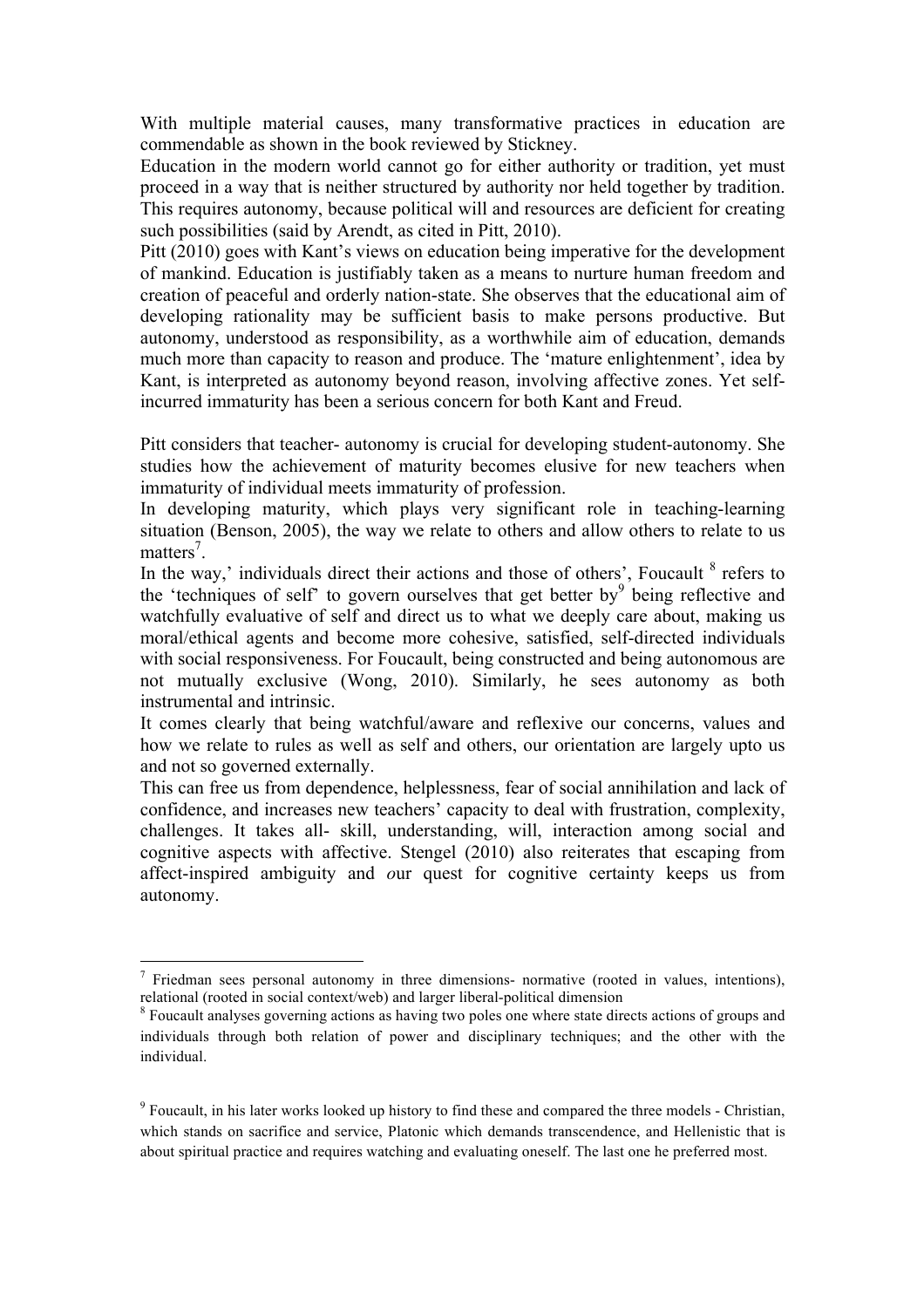With multiple material causes, many transformative practices in education are commendable as shown in the book reviewed by Stickney.

Education in the modern world cannot go for either authority or tradition, yet must proceed in a way that is neither structured by authority nor held together by tradition. This requires autonomy, because political will and resources are deficient for creating such possibilities (said by Arendt, as cited in Pitt, 2010).

Pitt (2010) goes with Kant's views on education being imperative for the development of mankind. Education is justifiably taken as a means to nurture human freedom and creation of peaceful and orderly nation-state. She observes that the educational aim of developing rationality may be sufficient basis to make persons productive. But autonomy, understood as responsibility, as a worthwhile aim of education, demands much more than capacity to reason and produce. The 'mature enlightenment', idea by Kant, is interpreted as autonomy beyond reason, involving affective zones. Yet self-incurred immaturity has been a serious concern for both Kant and Freud.

Pitt considers that teacher- autonomy is crucial for developing student-autonomy. She studies how the achievement of maturity becomes elusive for new teachers when immaturity of individual meets immaturity of profession.

In developing maturity, which plays very significant role in teaching-learning situation (Benson, 2005), the way we relate to others and allow others to relate to us matters[7].

In the way,' individuals direct their actions and those of others', Foucault [8] refers to the 'techniques of self' to govern ourselves that get better by[9] being reflective and watchfully evaluative of self and direct us to what we deeply care about, making us moral/ethical agents and become more cohesive, satisfied, self-directed individuals with social responsiveness. For Foucault, being constructed and being autonomous are not mutually exclusive (Wong, 2010). Similarly, he sees autonomy as both instrumental and intrinsic.

It comes clearly that being watchful/aware and reflexive our concerns, values and how we relate to rules as well as self and others, our orientation are largely upto us and not so governed externally.

This can free us from dependence, helplessness, fear of social annihilation and lack of confidence, and increases new teachers' capacity to deal with frustration, complexity, challenges. It takes all- skill, understanding, will, interaction among social and cognitive aspects with affective. Stengel (2010) also reiterates that escaping from affect-inspired ambiguity and *o*ur quest for cognitive certainty keeps us from autonomy.

---

[7] Friedman sees personal autonomy in three dimensions- normative (rooted in values, intentions), relational (rooted in social context/web) and larger liberal-political dimension

[8] Foucault analyses governing actions as having two poles one where state directs actions of groups and individuals through both relation of power and disciplinary techniques; and the other with the individual.

[9] Foucault, in his later works looked up history to find these and compared the three models - Christian, which stands on sacrifice and service, Platonic which demands transcendence, and Hellenistic that is about spiritual practice and requires watching and evaluating oneself. The last one he preferred most.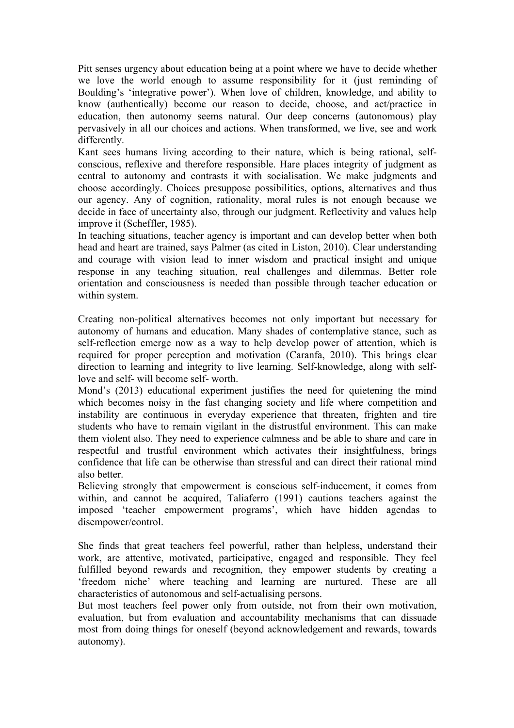Pitt senses urgency about education being at a point where we have to decide whether we love the world enough to assume responsibility for it (just reminding of Boulding's 'integrative power'). When love of children, knowledge, and ability to know (authentically) become our reason to decide, choose, and act/practice in education, then autonomy seems natural. Our deep concerns (autonomous) play pervasively in all our choices and actions. When transformed, we live, see and work differently.

Kant sees humans living according to their nature, which is being rational, self-conscious, reflexive and therefore responsible. Hare places integrity of judgment as central to autonomy and contrasts it with socialisation. We make judgments and choose accordingly. Choices presuppose possibilities, options, alternatives and thus our agency. Any of cognition, rationality, moral rules is not enough because we decide in face of uncertainty also, through our judgment. Reflectivity and values help improve it (Scheffler, 1985).

In teaching situations, teacher agency is important and can develop better when both head and heart are trained, says Palmer (as cited in Liston, 2010). Clear understanding and courage with vision lead to inner wisdom and practical insight and unique response in any teaching situation, real challenges and dilemmas. Better role orientation and consciousness is needed than possible through teacher education or within system.

Creating non-political alternatives becomes not only important but necessary for autonomy of humans and education. Many shades of contemplative stance, such as self-reflection emerge now as a way to help develop power of attention, which is required for proper perception and motivation (Caranfa, 2010). This brings clear direction to learning and integrity to live learning. Self-knowledge, along with self-love and self- will become self- worth.

Mond's (2013) educational experiment justifies the need for quietening the mind which becomes noisy in the fast changing society and life where competition and instability are continuous in everyday experience that threaten, frighten and tire students who have to remain vigilant in the distrustful environment. This can make them violent also. They need to experience calmness and be able to share and care in respectful and trustful environment which activates their insightfulness, brings confidence that life can be otherwise than stressful and can direct their rational mind also better.

Believing strongly that empowerment is conscious self-inducement, it comes from within, and cannot be acquired, Taliaferro (1991) cautions teachers against the imposed 'teacher empowerment programs', which have hidden agendas to disempower/control.

She finds that great teachers feel powerful, rather than helpless, understand their work, are attentive, motivated, participative, engaged and responsible. They feel fulfilled beyond rewards and recognition, they empower students by creating a 'freedom niche' where teaching and learning are nurtured. These are all characteristics of autonomous and self-actualising persons.

But most teachers feel power only from outside, not from their own motivation, evaluation, but from evaluation and accountability mechanisms that can dissuade most from doing things for oneself (beyond acknowledgement and rewards, towards autonomy).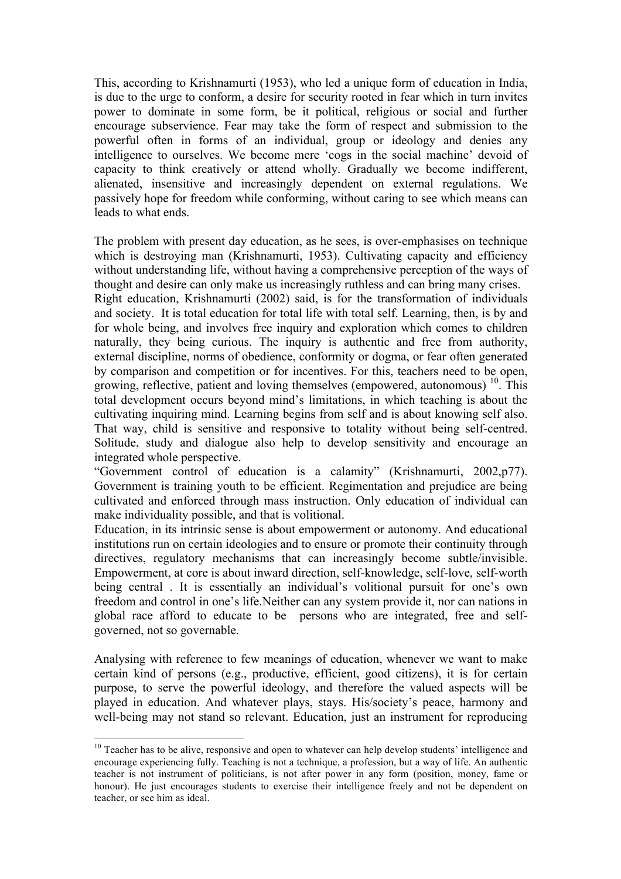This, according to Krishnamurti (1953), who led a unique form of education in India, is due to the urge to conform, a desire for security rooted in fear which in turn invites power to dominate in some form, be it political, religious or social and further encourage subservience. Fear may take the form of respect and submission to the powerful often in forms of an individual, group or ideology and denies any intelligence to ourselves. We become mere 'cogs in the social machine' devoid of capacity to think creatively or attend wholly. Gradually we become indifferent, alienated, insensitive and increasingly dependent on external regulations. We passively hope for freedom while conforming, without caring to see which means can leads to what ends.

The problem with present day education, as he sees, is over-emphasises on technique which is destroying man (Krishnamurti, 1953). Cultivating capacity and efficiency without understanding life, without having a comprehensive perception of the ways of thought and desire can only make us increasingly ruthless and can bring many crises.

Right education, Krishnamurti (2002) said, is for the transformation of individuals and society. It is total education for total life with total self. Learning, then, is by and for whole being, and involves free inquiry and exploration which comes to children naturally, they being curious. The inquiry is authentic and free from authority, external discipline, norms of obedience, conformity or dogma, or fear often generated by comparison and competition or for incentives. For this, teachers need to be open, growing, reflective, patient and loving themselves (empowered, autonomous) [10]. This total development occurs beyond mind's limitations, in which teaching is about the cultivating inquiring mind. Learning begins from self and is about knowing self also. That way, child is sensitive and responsive to totality without being self-centred. Solitude, study and dialogue also help to develop sensitivity and encourage an integrated whole perspective.

"Government control of education is a calamity" (Krishnamurti, 2002,p77). Government is training youth to be efficient. Regimentation and prejudice are being cultivated and enforced through mass instruction. Only education of individual can make individuality possible, and that is volitional.

Education, in its intrinsic sense is about empowerment or autonomy. And educational institutions run on certain ideologies and to ensure or promote their continuity through directives, regulatory mechanisms that can increasingly become subtle/invisible. Empowerment, at core is about inward direction, self-knowledge, self-love, self-worth being central . It is essentially an individual's volitional pursuit for one's own freedom and control in one's life.Neither can any system provide it, nor can nations in global race afford to educate to be persons who are integrated, free and self-governed, not so governable.

Analysing with reference to few meanings of education, whenever we want to make certain kind of persons (e.g., productive, efficient, good citizens), it is for certain purpose, to serve the powerful ideology, and therefore the valued aspects will be played in education. And whatever plays, stays. His/society's peace, harmony and well-being may not stand so relevant. Education, just an instrument for reproducing

---

[10] Teacher has to be alive, responsive and open to whatever can help develop students' intelligence and encourage experiencing fully. Teaching is not a technique, a profession, but a way of life. An authentic teacher is not instrument of politicians, is not after power in any form (position, money, fame or honour). He just encourages students to exercise their intelligence freely and not be dependent on teacher, or see him as ideal.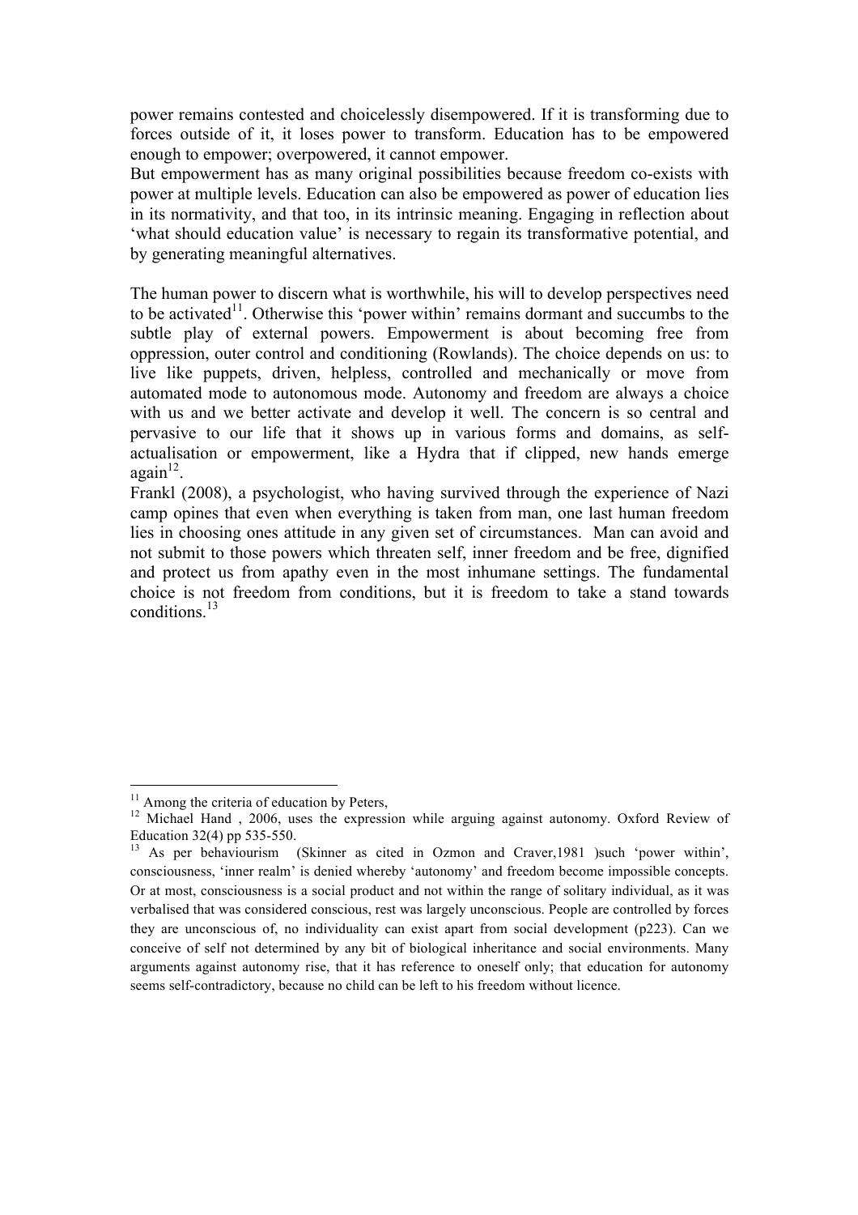power remains contested and choicelessly disempowered. If it is transforming due to forces outside of it, it loses power to transform. Education has to be empowered enough to empower; overpowered, it cannot empower.

But empowerment has as many original possibilities because freedom co-exists with power at multiple levels. Education can also be empowered as power of education lies in its normativity, and that too, in its intrinsic meaning. Engaging in reflection about 'what should education value' is necessary to regain its transformative potential, and by generating meaningful alternatives.

The human power to discern what is worthwhile, his will to develop perspectives need to be activated[11]. Otherwise this 'power within' remains dormant and succumbs to the subtle play of external powers. Empowerment is about becoming free from oppression, outer control and conditioning (Rowlands). The choice depends on us: to live like puppets, driven, helpless, controlled and mechanically or move from automated mode to autonomous mode. Autonomy and freedom are always a choice with us and we better activate and develop it well. The concern is so central and pervasive to our life that it shows up in various forms and domains, as self-actualisation or empowerment, like a Hydra that if clipped, new hands emerge again[12].

Frankl (2008), a psychologist, who having survived through the experience of Nazi camp opines that even when everything is taken from man, one last human freedom lies in choosing ones attitude in any given set of circumstances. Man can avoid and not submit to those powers which threaten self, inner freedom and be free, dignified and protect us from apathy even in the most inhumane settings. The fundamental choice is not freedom from conditions, but it is freedom to take a stand towards conditions.[13]

---

[11] Among the criteria of education by Peters,

[12] Michael Hand , 2006, uses the expression while arguing against autonomy. Oxford Review of Education 32(4) pp 535-550.

[13] As per behaviourism (Skinner as cited in Ozmon and Craver,1981 )such 'power within', consciousness, 'inner realm' is denied whereby 'autonomy' and freedom become impossible concepts. Or at most, consciousness is a social product and not within the range of solitary individual, as it was verbalised that was considered conscious, rest was largely unconscious. People are controlled by forces they are unconscious of, no individuality can exist apart from social development (p223). Can we conceive of self not determined by any bit of biological inheritance and social environments. Many arguments against autonomy rise, that it has reference to oneself only; that education for autonomy seems self-contradictory, because no child can be left to his freedom without licence.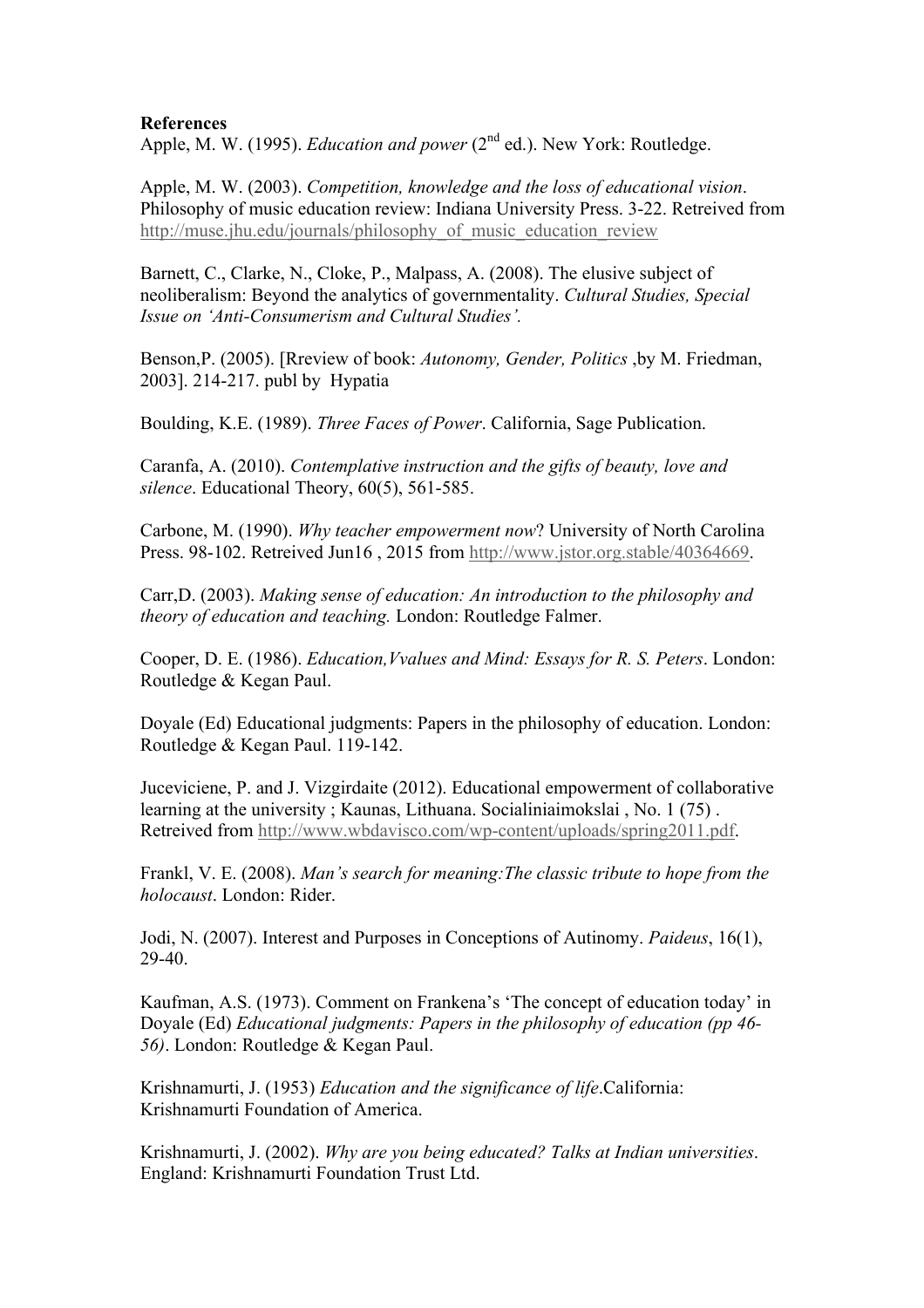**References**

Apple, M. W. (1995). *Education and power* (2nd ed.). New York: Routledge.

Apple, M. W. (2003). *Competition, knowledge and the loss of educational vision*. Philosophy of music education review: Indiana University Press. 3-22. Retreived from http://muse.jhu.edu/journals/philosophy_of_music_education_review

Barnett, C., Clarke, N., Cloke, P., Malpass, A. (2008). The elusive subject of neoliberalism: Beyond the analytics of governmentality. *Cultural Studies, Special Issue on 'Anti-Consumerism and Cultural Studies'.*

Benson,P. (2005). [Rreview of book: *Autonomy, Gender, Politics* ,by M. Friedman, 2003]. 214-217. publ by Hypatia

Boulding, K.E. (1989). *Three Faces of Power*. California, Sage Publication.

Caranfa, A. (2010). *Contemplative instruction and the gifts of beauty, love and silence*. Educational Theory, 60(5), 561-585.

Carbone, M. (1990). *Why teacher empowerment now*? University of North Carolina Press. 98-102. Retreived Jun16 , 2015 from http://www.jstor.org.stable/40364669.

Carr,D. (2003). *Making sense of education: An introduction to the philosophy and theory of education and teaching.* London: Routledge Falmer.

Cooper, D. E. (1986). *Education,Vvalues and Mind: Essays for R. S. Peters*. London: Routledge & Kegan Paul.

Doyale (Ed) Educational judgments: Papers in the philosophy of education. London: Routledge & Kegan Paul. 119-142.

Juceviciene, P. and J. Vizgirdaite (2012). Educational empowerment of collaborative learning at the university ; Kaunas, Lithuana. Socialiniaimokslai , No. 1 (75) . Retreived from http://www.wbdavisco.com/wp-content/uploads/spring2011.pdf.

Frankl, V. E. (2008). *Man's search for meaning:The classic tribute to hope from the holocaust*. London: Rider.

Jodi, N. (2007). Interest and Purposes in Conceptions of Autinomy. *Paideus*, 16(1), 29-40.

Kaufman, A.S. (1973). Comment on Frankena's 'The concept of education today' in Doyale (Ed) *Educational judgments: Papers in the philosophy of education (pp 46-56)*. London: Routledge & Kegan Paul.

Krishnamurti, J. (1953) *Education and the significance of life*.California: Krishnamurti Foundation of America.

Krishnamurti, J. (2002). *Why are you being educated? Talks at Indian universities*. England: Krishnamurti Foundation Trust Ltd.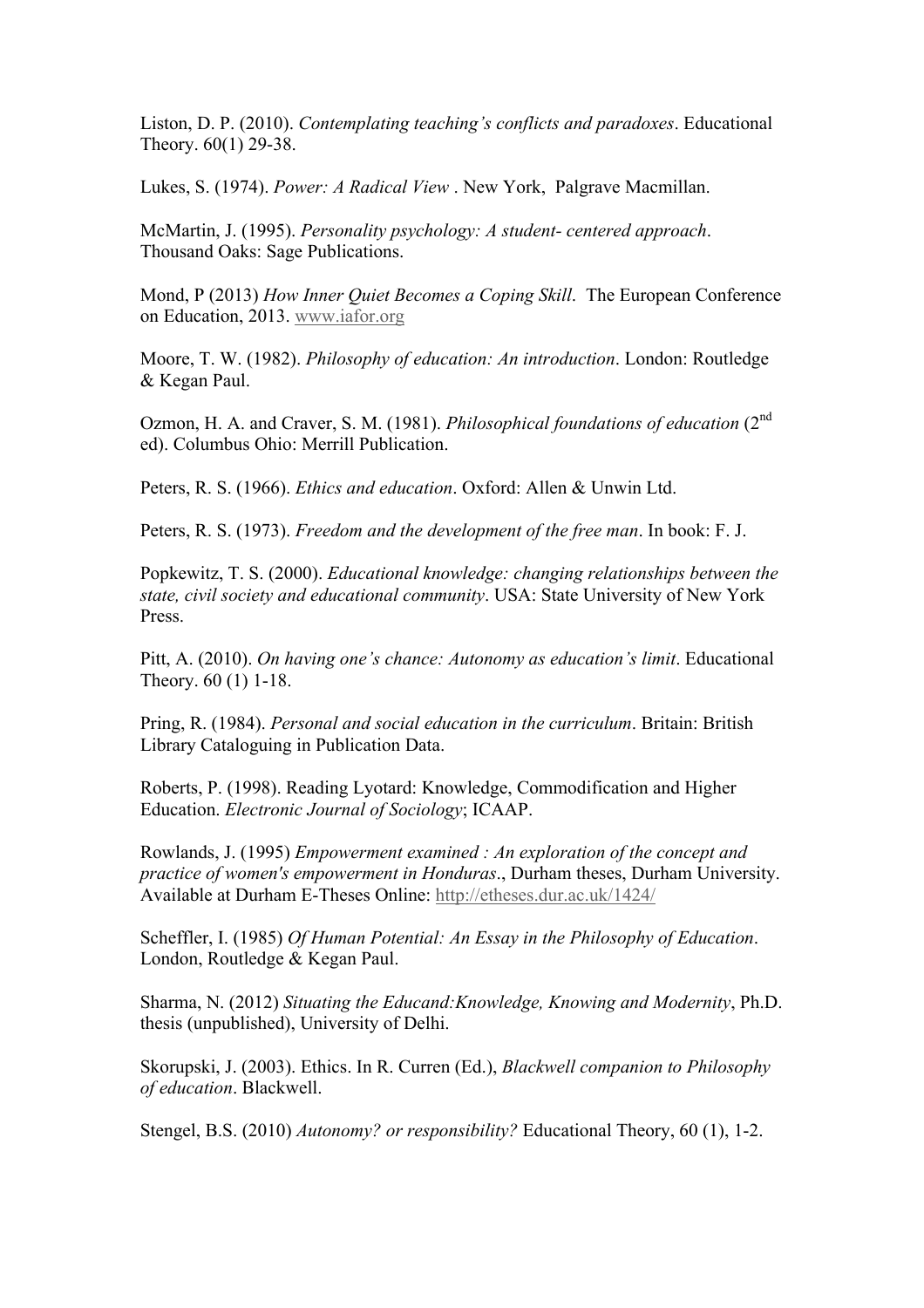Liston, D. P. (2010). *Contemplating teaching's conflicts and paradoxes*. Educational Theory. 60(1) 29-38.

Lukes, S. (1974). *Power: A Radical View* . New York,  Palgrave Macmillan.

McMartin, J. (1995). *Personality psychology: A student- centered approach*. Thousand Oaks: Sage Publications.

Mond, P (2013) *How Inner Quiet Becomes a Coping Skill*.  The European Conference on Education, 2013. www.iafor.org

Moore, T. W. (1982). *Philosophy of education: An introduction*. London: Routledge & Kegan Paul.

Ozmon, H. A. and Craver, S. M. (1981). *Philosophical foundations of education* (2nd ed). Columbus Ohio: Merrill Publication.

Peters, R. S. (1966). *Ethics and education*. Oxford: Allen & Unwin Ltd.

Peters, R. S. (1973). *Freedom and the development of the free man*. In book: F. J.

Popkewitz, T. S. (2000). *Educational knowledge: changing relationships between the state, civil society and educational community*. USA: State University of New York Press.

Pitt, A. (2010). *On having one's chance: Autonomy as education's limit*. Educational Theory. 60 (1) 1-18.

Pring, R. (1984). *Personal and social education in the curriculum*. Britain: British Library Cataloguing in Publication Data.

Roberts, P. (1998). Reading Lyotard: Knowledge, Commodification and Higher Education. *Electronic Journal of Sociology*; ICAAP.

Rowlands, J. (1995) *Empowerment examined : An exploration of the concept and practice of women's empowerment in Honduras*., Durham theses, Durham University. Available at Durham E-Theses Online: http://etheses.dur.ac.uk/1424/

Scheffler, I. (1985) *Of Human Potential: An Essay in the Philosophy of Education*. London, Routledge & Kegan Paul.

Sharma, N. (2012) *Situating the Educand:Knowledge, Knowing and Modernity*, Ph.D. thesis (unpublished), University of Delhi.

Skorupski, J. (2003). Ethics. In R. Curren (Ed.), *Blackwell companion to Philosophy of education*. Blackwell.

Stengel, B.S. (2010) *Autonomy? or responsibility?* Educational Theory, 60 (1), 1-2.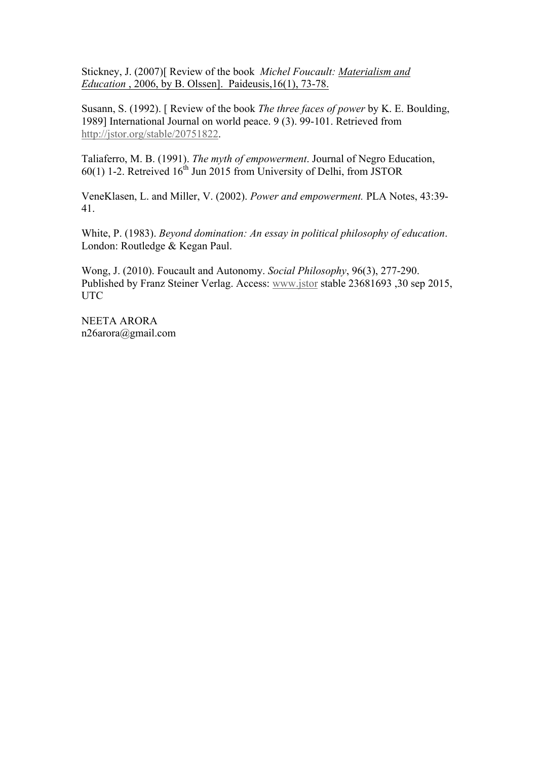Stickney, J. (2007)[ Review of the book *Michel Foucault: Materialism and Education* , 2006, by B. Olssen]. Paideusis,16(1), 73-78.

Susann, S. (1992). [ Review of the book *The three faces of power* by K. E. Boulding, 1989] International Journal on world peace. 9 (3). 99-101. Retrieved from http://jstor.org/stable/20751822.

Taliaferro, M. B. (1991). *The myth of empowerment*. Journal of Negro Education, 60(1) 1-2. Retreived 16th Jun 2015 from University of Delhi, from JSTOR

VeneKlasen, L. and Miller, V. (2002). *Power and empowerment.* PLA Notes, 43:39-41.

White, P. (1983). *Beyond domination: An essay in political philosophy of education*. London: Routledge & Kegan Paul.

Wong, J. (2010). Foucault and Autonomy. *Social Philosophy*, 96(3), 277-290. Published by Franz Steiner Verlag. Access: www.jstor stable 23681693 ,30 sep 2015, UTC

NEETA ARORA
n26arora@gmail.com